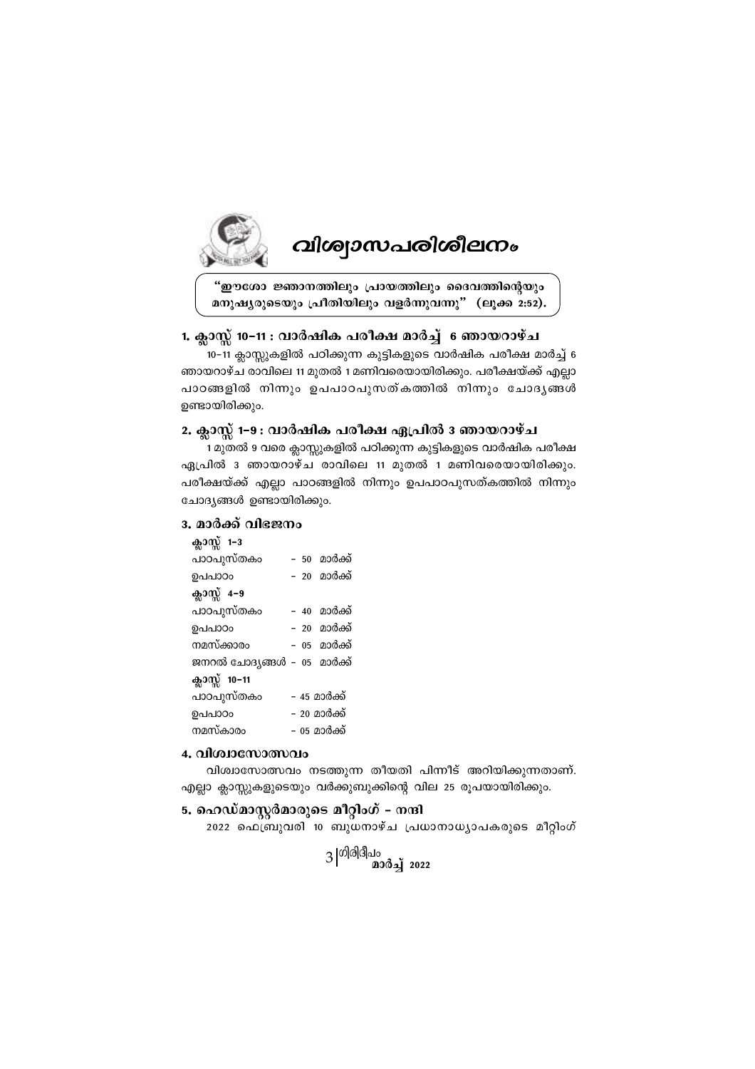# വിശ്വാസപരിശീലനം

> "ഈശോ ജ്ഞാനത്തിലും പ്രായത്തിലും ദൈവത്തിന്റെയും മനുഷ്യരുടെയും പ്രീതിയിലും വളർന്നുവന്നു" (ലൂക്ക 2:52).

## 1. ക്ലാസ്സ് 10-11 : വാർഷിക പരീക്ഷ മാർച്ച് 6 ഞായറാഴ്ച

10-11 ക്ലാസ്സുകളിൽ പഠിക്കുന്ന കുട്ടികളുടെ വാർഷിക പരീക്ഷ മാർച്ച് 6 ഞായറാഴ്ച രാവിലെ 11 മുതൽ 1 മണിവരെയായിരിക്കും. പരീക്ഷയ്ക്ക് എല്ലാ പാഠങ്ങളിൽ നിന്നും ഉപപാഠപുസ്തകത്തിൽ നിന്നും ചോദ്യങ്ങൾ ഉണ്ടായിരിക്കും.

## 2. ക്ലാസ്സ് 1-9 : വാർഷിക പരീക്ഷ ഏപ്രിൽ 3 ഞായറാഴ്ച

1 മുതൽ 9 വരെ ക്ലാസ്സുകളിൽ പഠിക്കുന്ന കുട്ടികളുടെ വാർഷിക പരീക്ഷ ഏപ്രിൽ 3 ഞായറാഴ്ച രാവിലെ 11 മുതൽ 1 മണിവരെയായിരിക്കും. പരീക്ഷയ്ക്ക് എല്ലാ പാഠങ്ങളിൽ നിന്നും ഉപപാഠപുസ്തകത്തിൽ നിന്നും ചോദ്യങ്ങൾ ഉണ്ടായിരിക്കും.

## 3. മാർക്ക് വിഭജനം

**ക്ലാസ്സ് 1-3**

| | |
|---|---|
| പാഠപുസ്തകം | - 50 മാർക്ക് |
| ഉപപാഠം | - 20 മാർക്ക് |

**ക്ലാസ്സ് 4-9**

| | |
|---|---|
| പാഠപുസ്തകം | - 40 മാർക്ക് |
| ഉപപാഠം | - 20 മാർക്ക് |
| നമസ്ക്കാരം | - 05 മാർക്ക് |
| ജനറൽ ചോദ്യങ്ങൾ | - 05 മാർക്ക് |

**ക്ലാസ്സ് 10-11**

| | |
|---|---|
| പാഠപുസ്തകം | - 45 മാർക്ക് |
| ഉപപാഠം | - 20 മാർക്ക് |
| നമസ്കാരം | - 05 മാർക്ക് |

## 4. വിശ്വാസോത്സവം

വിശ്വാസോത്സവം നടത്തുന്ന തീയതി പിന്നീട് അറിയിക്കുന്നതാണ്. എല്ലാ ക്ലാസ്സുകളുടെയും വർക്കുബുക്കിന്റെ വില 25 രൂപയായിരിക്കും.

## 5. ഹെഡ്മാസ്റ്റർമാരുടെ മീറ്റിംഗ് - നന്ദി

2022 ഫെബ്രുവരി 10 ബുധനാഴ്ച പ്രധാനാധ്യാപകരുടെ മീറ്റിംഗ്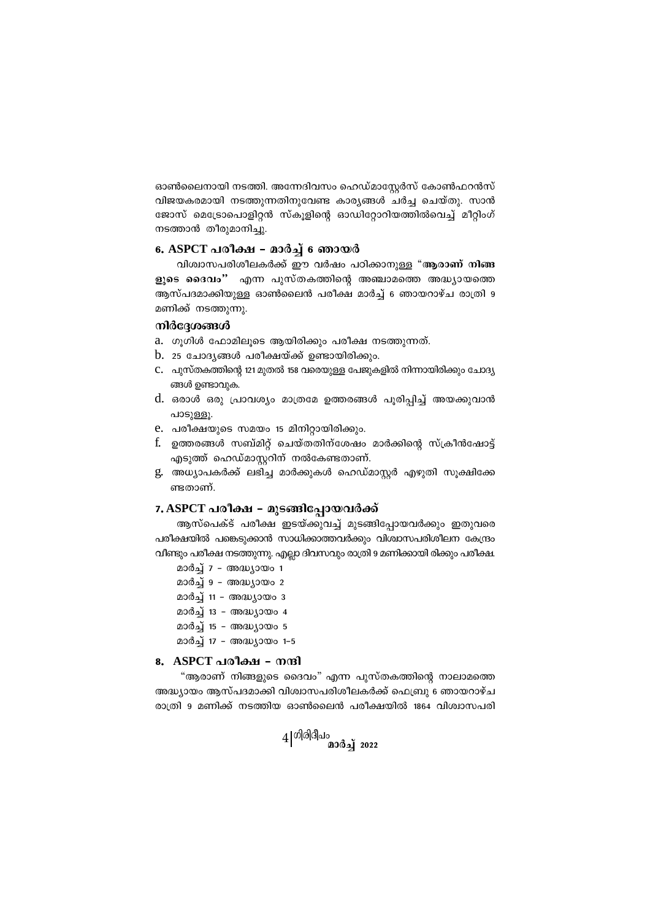ഓൺലൈനായി നടത്തി. അന്നേദിവസം ഹെഡ്മാസ്റ്റേർസ് കോൺഫറൻസ് വിജയകരമായി നടത്തുന്നതിനുവേണ്ട കാര്യങ്ങൾ ചർച്ച ചെയ്തു. സാൻ ജോസ് മെട്രോപൊളിറ്റൻ സ്കൂളിന്റെ ഓഡിറ്റോറിയത്തിൽവെച്ച് മീറ്റിംഗ് നടത്താൻ തീരുമാനിച്ചു.

### 6. ASPCT പരീക്ഷ – മാർച്ച് 6 ഞായർ

വിശ്വാസപരിശീലകർക്ക് ഈ വർഷം പഠിക്കാനുള്ള "**ആരാണ് നിങ്ങളുടെ ദൈവം**" എന്ന പുസ്തകത്തിന്റെ അഞ്ചാമത്തെ അദ്ധ്യായത്തെ ആസ്പദമാക്കിയുള്ള ഓൺലൈൻ പരീക്ഷ മാർച്ച് 6 ഞായറാഴ്ച രാത്രി 9 മണിക്ക് നടത്തുന്നു.

#### നിർദ്ദേശങ്ങൾ

a. ഗൂഗിൾ ഫോമിലൂടെ ആയിരിക്കും പരീക്ഷ നടത്തുന്നത്.
b. 25 ചോദ്യങ്ങൾ പരീക്ഷയ്ക്ക് ഉണ്ടായിരിക്കും.
c. പുസ്തകത്തിന്റെ 121 മുതൽ 158 വരെയുള്ള പേജുകളിൽ നിന്നായിരിക്കും ചോദ്യങ്ങൾ ഉണ്ടാവുക.
d. ഒരാൾ ഒരു പ്രാവശ്യം മാത്രമേ ഉത്തരങ്ങൾ പൂരിപ്പിച്ച് അയക്കുവാൻ പാടുള്ളൂ.
e. പരീക്ഷയുടെ സമയം 15 മിനിറ്റായിരിക്കും.
f. ഉത്തരങ്ങൾ സബ്മിറ്റ് ചെയ്തതിന്ശേഷം മാർക്കിന്റെ സ്ക്രീൻഷോട്ട് എടുത്ത് ഹെഡ്മാസ്റ്ററിന് നൽകേണ്ടതാണ്.
g. അധ്യാപകർക്ക് ലഭിച്ച മാർക്കുകൾ ഹെഡ്മാസ്റ്റർ എഴുതി സൂക്ഷിക്കേണ്ടതാണ്.

### 7. ASPCT പരീക്ഷ – മുടങ്ങിപ്പോയവർക്ക്

ആസ്പെക്ട് പരീക്ഷ ഇടയ്ക്കുവച്ച് മുടങ്ങിപ്പോയവർക്കും ഇതുവരെ പരീക്ഷയിൽ പങ്കെടുക്കാൻ സാധിക്കാത്തവർക്കും വിശ്വാസപരിശീലന കേന്ദ്രം വീണ്ടും പരീക്ഷ നടത്തുന്നു. എല്ലാ ദിവസവും രാത്രി 9 മണിക്കായി രിക്കും പരീക്ഷ.

മാർച്ച് 7 – അദ്ധ്യായം 1
മാർച്ച് 9 – അദ്ധ്യായം 2
മാർച്ച് 11 – അദ്ധ്യായം 3
മാർച്ച് 13 – അദ്ധ്യായം 4
മാർച്ച് 15 – അദ്ധ്യായം 5
മാർച്ച് 17 – അദ്ധ്യായം 1–5

### 8. ASPCT പരീക്ഷ – നന്ദി

"ആരാണ് നിങ്ങളുടെ ദൈവം" എന്ന പുസ്തകത്തിന്റെ നാലാമത്തെ അദ്ധ്യായം ആസ്പദമാക്കി വിശ്വാസപരിശീലകർക്ക് ഫെബ്രു 6 ഞായറാഴ്ച രാത്രി 9 മണിക്ക് നടത്തിയ ഓൺലൈൻ പരീക്ഷയിൽ 1864 വിശ്വാസപരി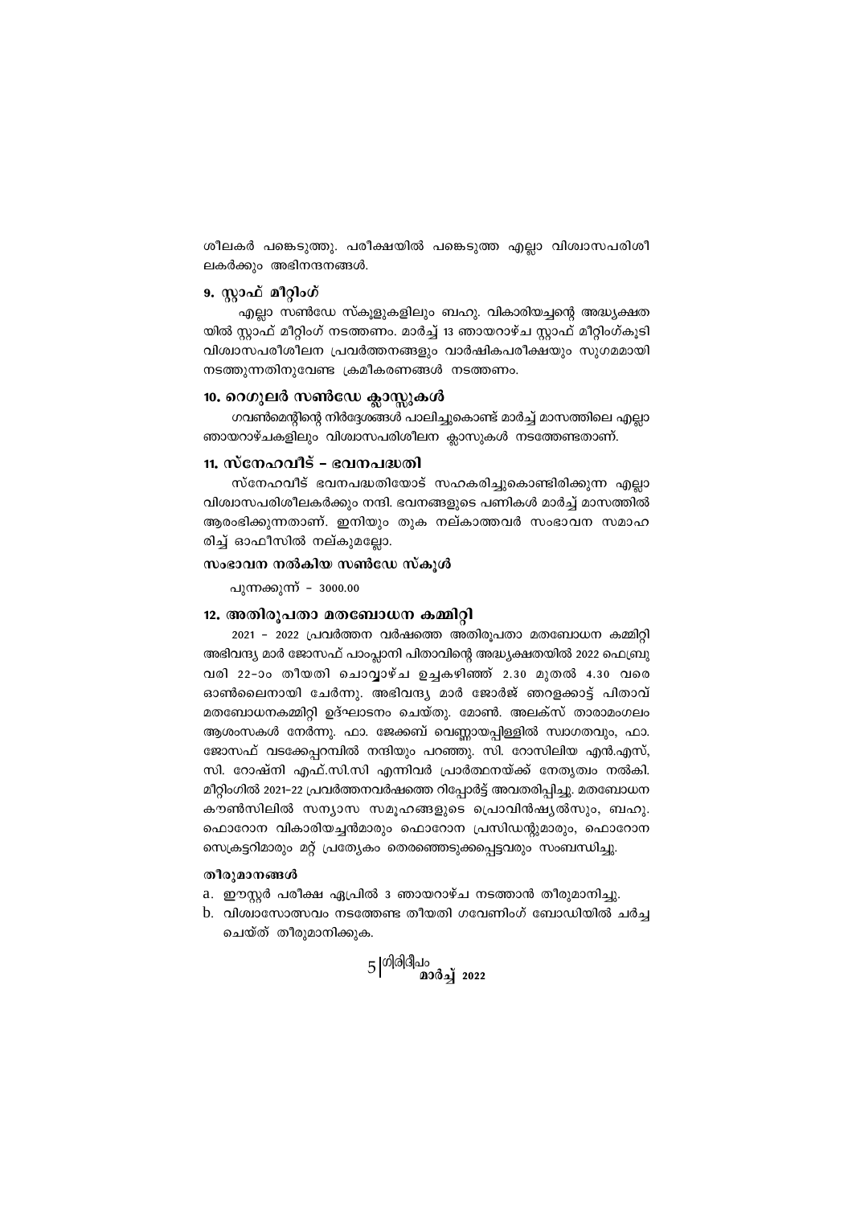ശീലകർ പങ്കെടുത്തു. പരീക്ഷയിൽ പങ്കെടുത്ത എല്ലാ വിശ്വാസപരിശീലകർക്കും അഭിനന്ദനങ്ങൾ.

### 9. സ്റ്റാഫ് മീറ്റിംഗ്

എല്ലാ സൺഡേ സ്കൂളുകളിലും ബഹു. വികാരിയച്ചന്റെ അദ്ധ്യക്ഷതയിൽ സ്റ്റാഫ് മീറ്റിംഗ് നടത്തണം. മാർച്ച് 13 ഞായറാഴ്ച സ്റ്റാഫ് മീറ്റിംഗ്കൂടി വിശ്വാസപരിശീലന പ്രവർത്തനങ്ങളും വാർഷികപരീക്ഷയും സുഗമമായി നടത്തുന്നതിനുവേണ്ട ക്രമീകരണങ്ങൾ നടത്തണം.

### 10. റെഗുലർ സൺഡേ ക്ലാസ്സുകൾ

ഗവൺമെന്റിന്റെ നിർദ്ദേശങ്ങൾ പാലിച്ചുകൊണ്ട് മാർച്ച് മാസത്തിലെ എല്ലാ ഞായറാഴ്ചകളിലും വിശ്വാസപരിശീലന ക്ലാസുകൾ നടത്തേണ്ടതാണ്.

### 11. സ്നേഹവീട് – ഭവനപദ്ധതി

സ്നേഹവീട് ഭവനപദ്ധതിയോട് സഹകരിച്ചുകൊണ്ടിരിക്കുന്ന എല്ലാ വിശ്വാസപരിശീലകർക്കും നന്ദി. ഭവനങ്ങളുടെ പണികൾ മാർച്ച് മാസത്തിൽ ആരംഭിക്കുന്നതാണ്. ഇനിയും തുക നല്കാത്തവർ സംഭാവന സമാഹരിച്ച് ഓഫീസിൽ നല്കുമല്ലോ.

**സംഭാവന നൽകിയ സൺഡേ സ്കൂൾ**

പുന്നക്കുന്ന് – 3000.00

### 12. അതിരൂപതാ മതബോധന കമ്മിറ്റി

2021 – 2022 പ്രവർത്തന വർഷത്തെ അതിരൂപതാ മതബോധന കമ്മിറ്റി അഭിവന്ദ്യ മാർ ജോസഫ് പാംപ്ലാനി പിതാവിന്റെ അദ്ധ്യക്ഷതയിൽ 2022 ഫെബ്രുവരി 22–ാം തീയതി ചൊവ്വാഴ്ച ഉച്ചകഴിഞ്ഞ് 2.30 മുതൽ 4.30 വരെ ഓൺലൈനായി ചേർന്നു. അഭിവന്ദ്യ മാർ ജോർജ് ഞറളക്കാട്ട് പിതാവ് മതബോധനകമ്മിറ്റി ഉദ്ഘാടനം ചെയ്തു. മോൺ. അലക്സ് താരാമംഗലം ആശംസകൾ നേർന്നു. ഫാ. ജേക്കബ് വെണ്ണായപ്പിള്ളിൽ സ്വാഗതവും, ഫാ. ജോസഫ് വടക്കേപ്പറമ്പിൽ നന്ദിയും പറഞ്ഞു. സി. റോസിലിയ എൻ.എസ്, സി. റോഷ്നി എഫ്.സി.സി എന്നിവർ പ്രാർത്ഥനയ്ക്ക് നേതൃത്വം നൽകി. മീറ്റിംഗിൽ 2021–22 പ്രവർത്തനവർഷത്തെ റിപ്പോർട്ട് അവതരിപ്പിച്ചു. മതബോധന കൗൺസിലിൽ സന്യാസ സമൂഹങ്ങളുടെ പ്രൊവിൻഷ്യൽസും, ബഹു. ഫൊറോന വികാരിയച്ചൻമാരും ഫൊറോന പ്രസിഡന്റുമാരും, ഫൊറോന സെക്രട്ടറിമാരും മറ്റ് പ്രത്യേകം തെരഞ്ഞെടുക്കപ്പെട്ടവരും സംബന്ധിച്ചു.

**തീരുമാനങ്ങൾ**

a. ഈസ്റ്റർ പരീക്ഷ ഏപ്രിൽ 3 ഞായറാഴ്ച നടത്താൻ തീരുമാനിച്ചു.
b. വിശ്വാസോത്സവം നടത്തേണ്ട തീയതി ഗവേണിംഗ് ബോഡിയിൽ ചർച്ച ചെയ്ത് തീരുമാനിക്കുക.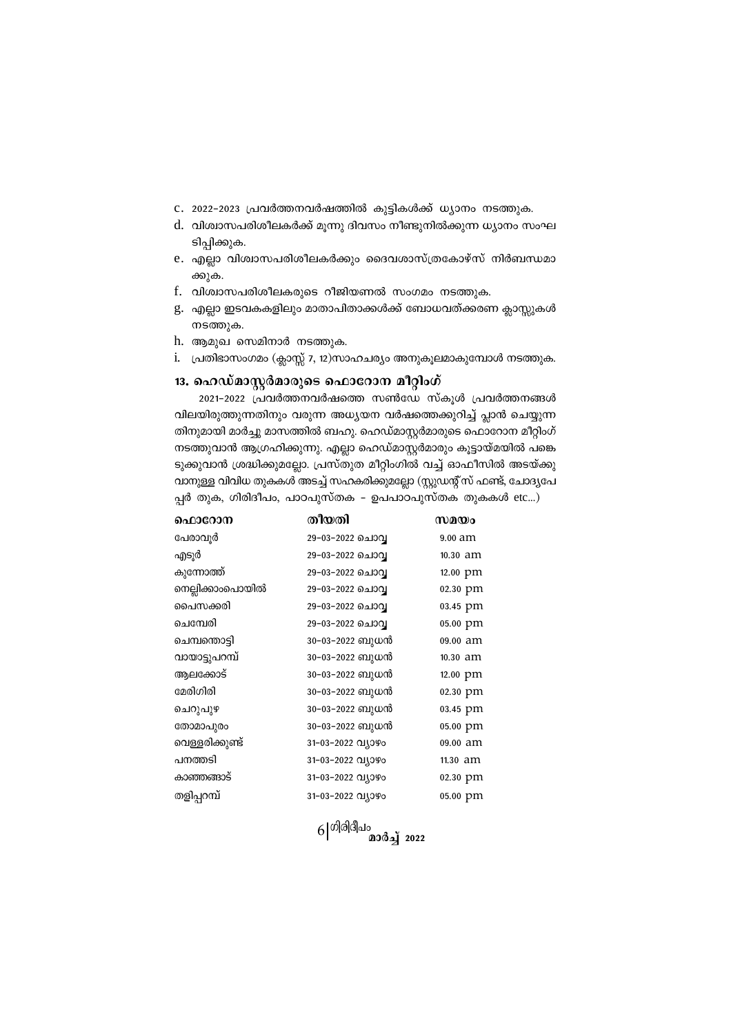c. 2022-2023 പ്രവർത്തനവർഷത്തിൽ കുട്ടികൾക്ക് ധ്യാനം നടത്തുക.
d. വിശ്വാസപരിശീലകർക്ക് മൂന്നു ദിവസം നീണ്ടുനിൽക്കുന്ന ധ്യാനം സംഘടിപ്പിക്കുക.
e. എല്ലാ വിശ്വാസപരിശീലകർക്കും ദൈവശാസ്ത്രകോഴ്സ് നിർബന്ധമാക്കുക.
f. വിശ്വാസപരിശീലകരുടെ റീജിയണൽ സംഗമം നടത്തുക.
g. എല്ലാ ഇടവകകളിലും മാതാപിതാക്കൾക്ക് ബോധവത്ക്കരണ ക്ലാസ്സുകൾ നടത്തുക.
h. ആമുഖ സെമിനാർ നടത്തുക.
i. പ്രതിഭാസംഗമം (ക്ലാസ്സ് 7, 12)സാഹചര്യം അനുകൂലമാകുമ്പോൾ നടത്തുക.

### 13. ഹെഡ്മാസ്റ്റർമാരുടെ ഫൊറോന മീറ്റിംഗ്

2021-2022 പ്രവർത്തനവർഷത്തെ സൺഡേ സ്കൂൾ പ്രവർത്തനങ്ങൾ വിലയിരുത്തുന്നതിനും വരുന്ന അധ്യയന വർഷത്തെക്കുറിച്ച് പ്ലാൻ ചെയ്യുന്നതിനുമായി മാർച്ചു മാസത്തിൽ ബഹു. ഹെഡ്മാസ്റ്റർമാരുടെ ഫൊറോന മീറ്റിംഗ് നടത്തുവാൻ ആഗ്രഹിക്കുന്നു. എല്ലാ ഹെഡ്മാസ്റ്റർമാരും കൂട്ടായ്മയിൽ പങ്കെടുക്കുവാൻ ശ്രദ്ധിക്കുമല്ലോ. പ്രസ്തുത മീറ്റിംഗിൽ വച്ച് ഓഫീസിൽ അടയ്ക്കുവാനുള്ള വിവിധ തുകകൾ അടച്ച് സഹകരിക്കുമല്ലോ (സ്റ്റുഡന്റ്സ് ഫണ്ട്, ചോദ്യപേപ്പർ തുക, ഗിരിദീപം, പാഠപുസ്തക - ഉപപാഠപുസ്തക തുകകൾ etc...)

| ഫൊറോന | തീയതി | സമയം |
|---|---|---|
| പേരാവൂർ | 29-03-2022 ചൊവ്വ | 9.00 am |
| എടൂർ | 29-03-2022 ചൊവ്വ | 10.30 am |
| കുന്നോത്ത് | 29-03-2022 ചൊവ്വ | 12.00 pm |
| നെല്ലിക്കാംപൊയിൽ | 29-03-2022 ചൊവ്വ | 02.30 pm |
| പൈസക്കരി | 29-03-2022 ചൊവ്വ | 03.45 pm |
| ചെമ്പേരി | 29-03-2022 ചൊവ്വ | 05.00 pm |
| ചെമ്പന്തൊട്ടി | 30-03-2022 ബുധൻ | 09.00 am |
| വായാട്ടുപറമ്പ് | 30-03-2022 ബുധൻ | 10.30 am |
| ആലക്കോട് | 30-03-2022 ബുധൻ | 12.00 pm |
| മേരിഗിരി | 30-03-2022 ബുധൻ | 02.30 pm |
| ചെറുപുഴ | 30-03-2022 ബുധൻ | 03.45 pm |
| തോമാപുരം | 30-03-2022 ബുധൻ | 05.00 pm |
| വെള്ളരിക്കുണ്ട് | 31-03-2022 വ്യാഴം | 09.00 am |
| പനത്തടി | 31-03-2022 വ്യാഴം | 11.30 am |
| കാഞ്ഞങ്ങാട് | 31-03-2022 വ്യാഴം | 02.30 pm |
| തളിപ്പറമ്പ് | 31-03-2022 വ്യാഴം | 05.00 pm |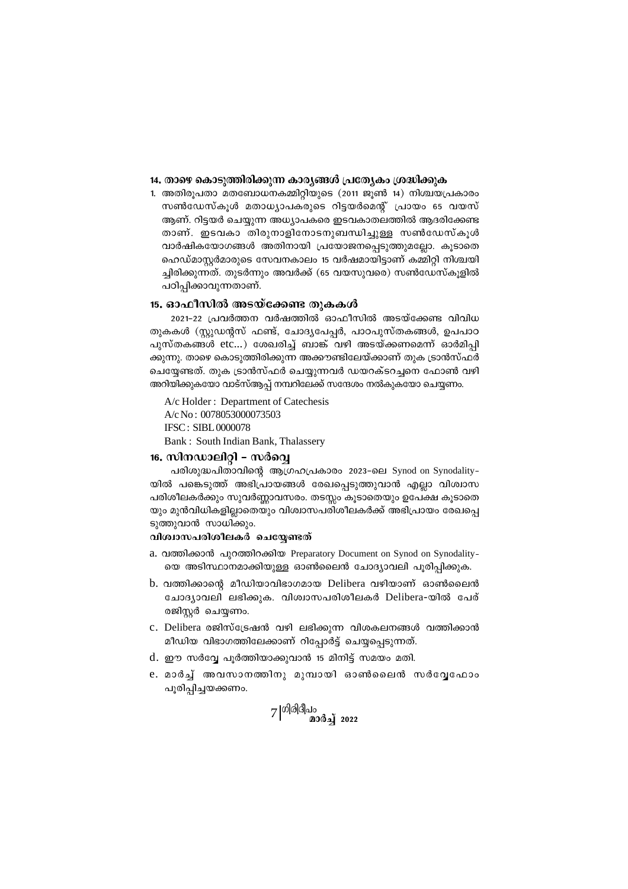### 14. താഴെ കൊടുത്തിരിക്കുന്ന കാര്യങ്ങൾ പ്രത്യേകം ശ്രദ്ധിക്കുക

1. അതിരൂപതാ മതബോധനകമ്മിറ്റിയുടെ (2011 ജൂൺ 14) നിശ്ചയപ്രകാരം സൺഡേസ്കൂൾ മതാധ്യാപകരുടെ റിട്ടയർമെന്റ് പ്രായം 65 വയസ് ആണ്. റിട്ടയർ ചെയ്യുന്ന അധ്യാപകരെ ഇടവകാതലത്തിൽ ആദരിക്കേണ്ടതാണ്. ഇടവകാ തിരുനാളിനോടനുബന്ധിച്ചുള്ള സൺഡേസ്കൂൾ വാർഷികയോഗങ്ങൾ അതിനായി പ്രയോജനപ്പെടുത്തുമല്ലോ. കൂടാതെ ഹെഡ്മാസ്റ്റർമാരുടെ സേവനകാലം 15 വർഷമായിട്ടാണ് കമ്മിറ്റി നിശ്ചയിച്ചിരിക്കുന്നത്. തുടർന്നും അവർക്ക് (65 വയസുവരെ) സൺഡേസ്കൂളിൽ പഠിപ്പിക്കാവുന്നതാണ്.

### 15. ഓഫീസിൽ അടയ്ക്കേണ്ട തുകകൾ

2021-22 പ്രവർത്തന വർഷത്തിൽ ഓഫീസിൽ അടയ്ക്കേണ്ട വിവിധ തുകകൾ (സ്റ്റുഡന്റ്സ് ഫണ്ട്, ചോദ്യപേപ്പർ, പാഠപുസ്തകങ്ങൾ, ഉപപാഠ പുസ്തകങ്ങൾ etc...) ശേഖരിച്ച് ബാങ്ക് വഴി അടയ്ക്കണമെന്ന് ഓർമിപ്പിക്കുന്നു. താഴെ കൊടുത്തിരിക്കുന്ന അക്കൗണ്ടിലേയ്ക്കാണ് തുക ട്രാൻസ്ഫർ ചെയ്യേണ്ടത്. തുക ട്രാൻസ്ഫർ ചെയ്യുന്നവർ ഡയറക്ടറച്ചനെ ഫോൺ വഴി അറിയിക്കുകയോ വാട്സ്ആപ്പ് നമ്പറിലേക്ക് സന്ദേശം നൽകുകയോ ചെയ്യണം.

A/c Holder : Department of Catechesis
A/c No : 0078053000073503
IFSC : SIBL 0000078
Bank : South Indian Bank, Thalassery

### 16. സിനഡാലിറ്റി – സർവ്വെ

പരിശുദ്ധപിതാവിന്റെ ആഗ്രഹപ്രകാരം 2023-ലെ Synod on Synodality-യിൽ പങ്കെടുത്ത് അഭിപ്രായങ്ങൾ രേഖപ്പെടുത്തുവാൻ എല്ലാ വിശ്വാസ പരിശീലകർക്കും സുവർണ്ണാവസരം. തടസ്സം കൂടാതെയും ഉപേക്ഷ കൂടാതെയും മുൻവിധികളില്ലാതെയും വിശ്വാസപരിശീലകർക്ക് അഭിപ്രായം രേഖപ്പെടുത്തുവാൻ സാധിക്കും.

**വിശ്വാസപരിശീലകർ ചെയ്യേണ്ടത്**

a. വത്തിക്കാൻ പുറത്തിറക്കിയ Preparatory Document on Synod on Synodality-യെ അടിസ്ഥാനമാക്കിയുള്ള ഓൺലൈൻ ചോദ്യാവലി പൂരിപ്പിക്കുക.

b. വത്തിക്കാന്റെ മീഡിയാവിഭാഗമായ Delibera വഴിയാണ് ഓൺലൈൻ ചോദ്യാവലി ലഭിക്കുക. വിശ്വാസപരിശീലകർ Delibera-യിൽ പേര് രജിസ്റ്റർ ചെയ്യണം.

c. Delibera രജിസ്ട്രേഷൻ വഴി ലഭിക്കുന്ന വിശകലനങ്ങൾ വത്തിക്കാൻ മീഡിയ വിഭാഗത്തിലേക്കാണ് റിപ്പോർട്ട് ചെയ്യപ്പെടുന്നത്.

d. ഈ സർവ്വേ പൂർത്തിയാക്കുവാൻ 15 മിനിട്ട് സമയം മതി.

e. മാർച്ച് അവസാനത്തിനു മുമ്പായി ഓൺലൈൻ സർവ്വേഫോം പൂരിപ്പിച്ചയക്കണം.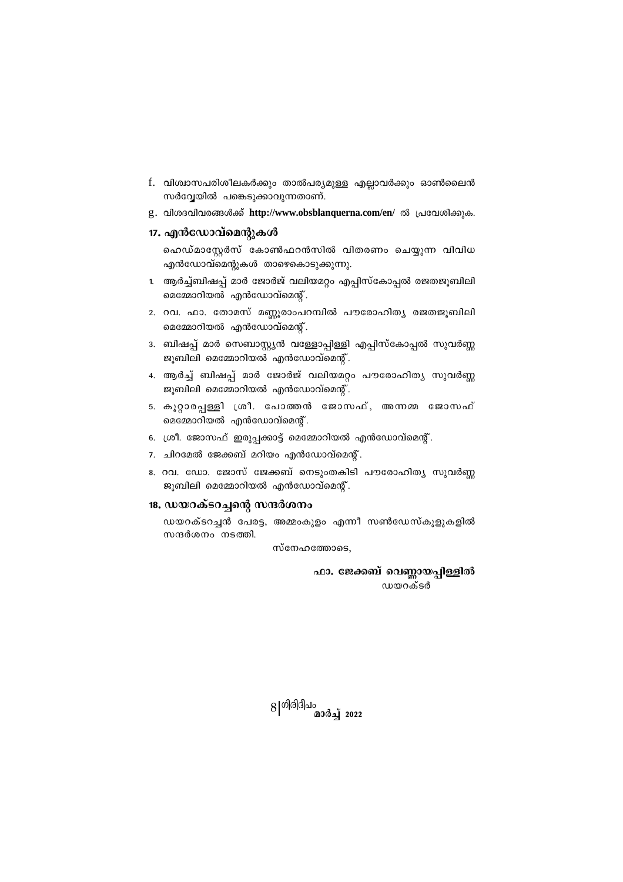f. വിശ്വാസപരിശീലകർക്കും താൽപര്യമുള്ള എല്ലാവർക്കും ഓൺലൈൻ സർവ്വേയിൽ പങ്കെടുക്കാവുന്നതാണ്.

g. വിശദവിവരങ്ങൾക്ക് **http://www.obsblanquerna.com/en/** ൽ പ്രവേശിക്കുക.

### 17. എൻഡോവ്മെന്റുകൾ

ഹെഡ്മാസ്റ്റേഴ്സ് കോൺഫറൻസിൽ വിതരണം ചെയ്യുന്ന വിവിധ എൻഡോവ്മെന്റുകൾ താഴെകൊടുക്കുന്നു.

1. ആർച്ച്ബിഷപ്പ് മാർ ജോർജ് വലിയമറ്റം എപ്പിസ്കോപ്പൽ രജതജൂബിലി മെമ്മോറിയൽ എൻഡോവ്മെന്റ്.
2. റവ. ഫാ. തോമസ് മണ്ണൂരാംപറമ്പിൽ പൗരോഹിത്യ രജതജൂബിലി മെമ്മോറിയൽ എൻഡോവ്മെന്റ്.
3. ബിഷപ്പ് മാർ സെബാസ്റ്റ്യൻ വള്ളോപ്പിള്ളി എപ്പിസ്കോപ്പൽ സുവർണ്ണ ജൂബിലി മെമ്മോറിയൽ എൻഡോവ്മെന്റ്.
4. ആർച്ച് ബിഷപ്പ് മാർ ജോർജ് വലിയമറ്റം പൗരോഹിത്യ സുവർണ്ണ ജൂബിലി മെമ്മോറിയൽ എൻഡോവ്മെന്റ്.
5. കൂറ്റാരപ്പള്ളി ശ്രീ. പോത്തൻ ജോസഫ്, അന്നമ്മ ജോസഫ് മെമ്മോറിയൽ എൻഡോവ്മെന്റ്.
6. ശ്രീ. ജോസഫ് ഇരുപ്പക്കാട്ട് മെമ്മോറിയൽ എൻഡോവ്മെന്റ്.
7. ചിറമേൽ ജേക്കബ് മറിയം എൻഡോവ്മെന്റ്.
8. റവ. ഡോ. ജോസ് ജേക്കബ് നെടുംതകിടി പൗരോഹിത്യ സുവർണ്ണ ജൂബിലി മെമ്മോറിയൽ എൻഡോവ്മെന്റ്.

### 18. ഡയറക്ടറച്ചന്റെ സന്ദർശനം

ഡയറക്ടറച്ചൻ പേരട്ട, അമ്മംകുളം എന്നീ സൺഡേസ്കൂളുകളിൽ സന്ദർശനം നടത്തി.

സ്നേഹത്തോടെ,

**ഫാ. ജേക്കബ് വെണ്ണായപ്പിള്ളിൽ**
ഡയറക്ടർ